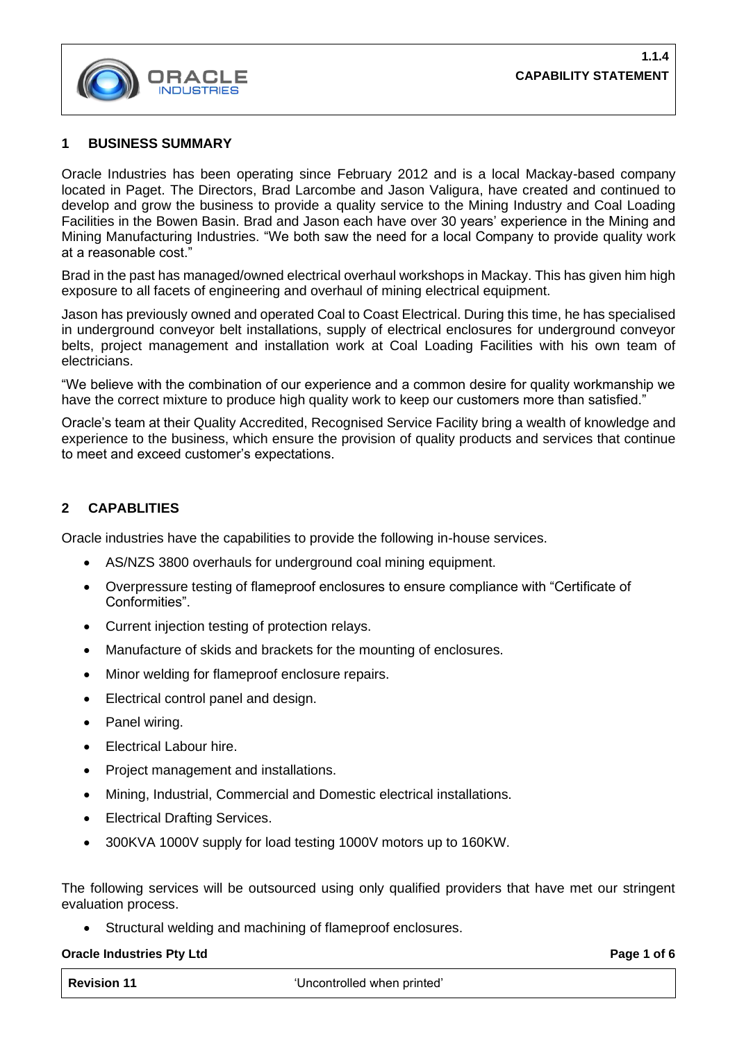# 1.1.4 CAPABILITY STATEMENT

## 1 BUSINESS SUMMARY

Oracle Industries has been operating since February 2012 and is a local Mackay-based company located in Paget. The Directors, Brad Larcombe and Jason Valigura, have created and continued to develop and grow the business to provide a quality service to the Mining Industry and Coal Loading Facilities in the Bowen Basin. Brad and Jason each have over 30 years' experience in the Mining and Mining Manufacturing Industries. "We both saw the need for a local Company to provide quality work at a reasonable cost."

Brad in the past has managed/owned electrical overhaul workshops in Mackay. This has given him high exposure to all facets of engineering and overhaul of mining electrical equipment.

Jason has previously owned and operated Coal to Coast Electrical. During this time, he has specialised in underground conveyor belt installations, supply of electrical enclosures for underground conveyor belts, project management and installation work at Coal Loading Facilities with his own team of electricians.

"We believe with the combination of our experience and a common desire for quality workmanship we have the correct mixture to produce high quality work to keep our customers more than satisfied."

Oracle's team at their Quality Accredited, Recognised Service Facility bring a wealth of knowledge and experience to the business, which ensure the provision of quality products and services that continue to meet and exceed customer's expectations.

## 2 CAPABLITIES

Oracle industries have the capabilities to provide the following in-house services.

- AS/NZS 3800 overhauls for underground coal mining equipment.
- Overpressure testing of flameproof enclosures to ensure compliance with "Certificate of Conformities".
- Current injection testing of protection relays.
- Manufacture of skids and brackets for the mounting of enclosures.
- Minor welding for flameproof enclosure repairs.
- Electrical control panel and design.
- Panel wiring.
- Electrical Labour hire.
- Project management and installations.
- Mining, Industrial, Commercial and Domestic electrical installations.
- Electrical Drafting Services.
- 300KVA 1000V supply for load testing 1000V motors up to 160KW.

The following services will be outsourced using only qualified providers that have met our stringent evaluation process.

- Structural welding and machining of flameproof enclosures.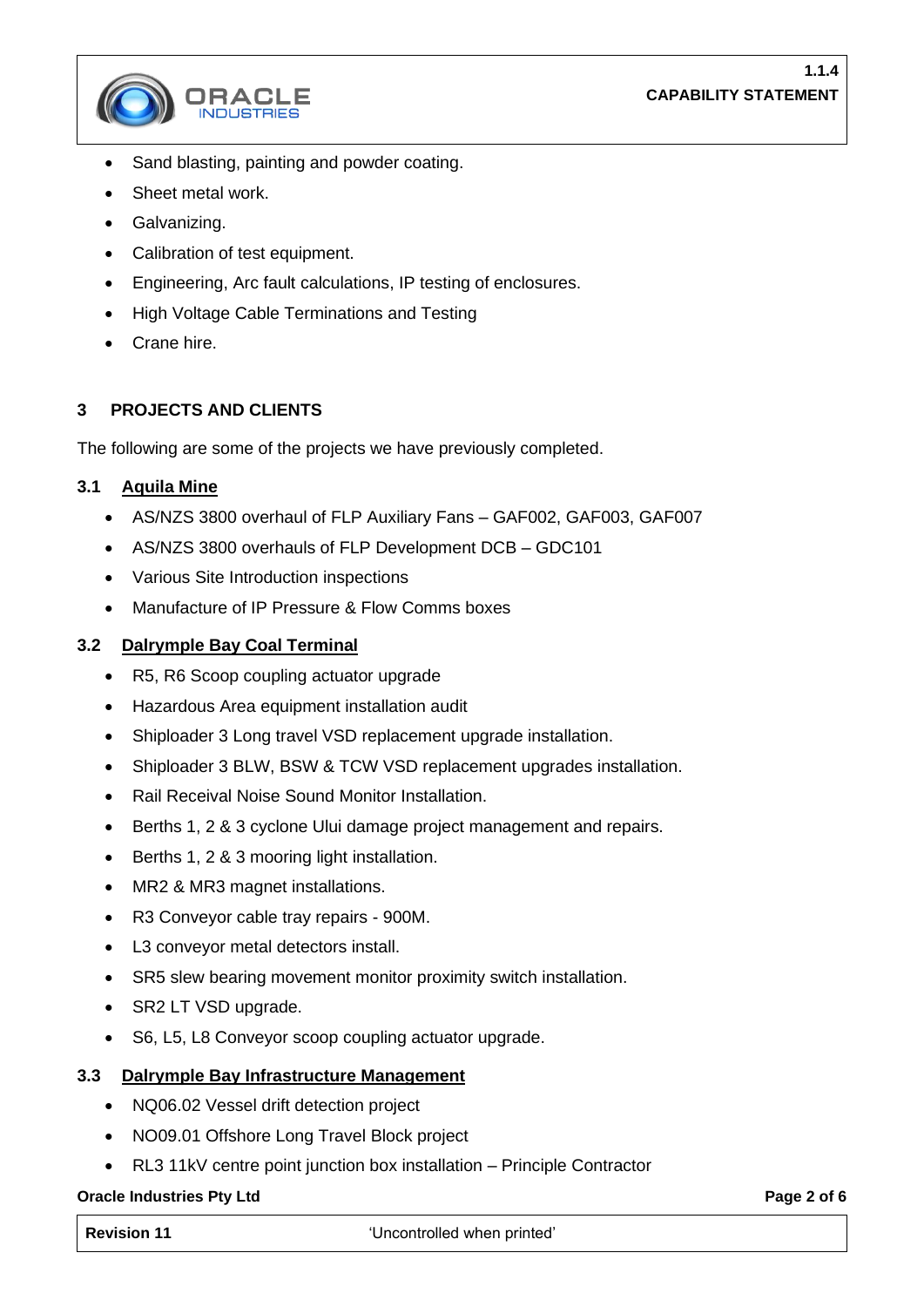- Sand blasting, painting and powder coating.
- Sheet metal work.
- Galvanizing.
- Calibration of test equipment.
- Engineering, Arc fault calculations, IP testing of enclosures.
- High Voltage Cable Terminations and Testing
- Crane hire.

## 3 PROJECTS AND CLIENTS

The following are some of the projects we have previously completed.

### 3.1 Aquila Mine

- AS/NZS 3800 overhaul of FLP Auxiliary Fans – GAF002, GAF003, GAF007
- AS/NZS 3800 overhauls of FLP Development DCB – GDC101
- Various Site Introduction inspections
- Manufacture of IP Pressure & Flow Comms boxes

### 3.2 Dalrymple Bay Coal Terminal

- R5, R6 Scoop coupling actuator upgrade
- Hazardous Area equipment installation audit
- Shiploader 3 Long travel VSD replacement upgrade installation.
- Shiploader 3 BLW, BSW & TCW VSD replacement upgrades installation.
- Rail Receival Noise Sound Monitor Installation.
- Berths 1, 2 & 3 cyclone Ului damage project management and repairs.
- Berths 1, 2 & 3 mooring light installation.
- MR2 & MR3 magnet installations.
- R3 Conveyor cable tray repairs - 900M.
- L3 conveyor metal detectors install.
- SR5 slew bearing movement monitor proximity switch installation.
- SR2 LT VSD upgrade.
- S6, L5, L8 Conveyor scoop coupling actuator upgrade.

### 3.3 Dalrymple Bay Infrastructure Management

- NQ06.02 Vessel drift detection project
- NO09.01 Offshore Long Travel Block project
- RL3 11kV centre point junction box installation – Principle Contractor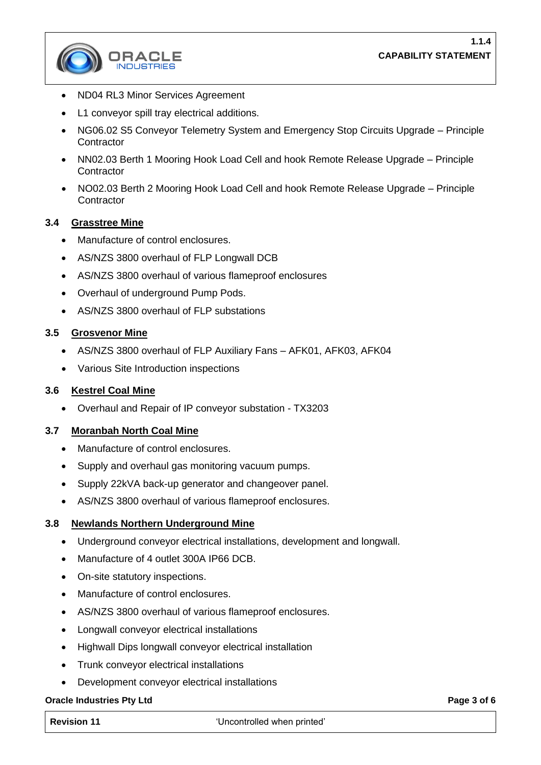- ND04 RL3 Minor Services Agreement
- L1 conveyor spill tray electrical additions.
- NG06.02 S5 Conveyor Telemetry System and Emergency Stop Circuits Upgrade – Principle Contractor
- NN02.03 Berth 1 Mooring Hook Load Cell and hook Remote Release Upgrade – Principle Contractor
- NO02.03 Berth 2 Mooring Hook Load Cell and hook Remote Release Upgrade – Principle Contractor

### 3.4 Grasstree Mine

- Manufacture of control enclosures.
- AS/NZS 3800 overhaul of FLP Longwall DCB
- AS/NZS 3800 overhaul of various flameproof enclosures
- Overhaul of underground Pump Pods.
- AS/NZS 3800 overhaul of FLP substations

### 3.5 Grosvenor Mine

- AS/NZS 3800 overhaul of FLP Auxiliary Fans – AFK01, AFK03, AFK04
- Various Site Introduction inspections

### 3.6 Kestrel Coal Mine

- Overhaul and Repair of IP conveyor substation - TX3203

### 3.7 Moranbah North Coal Mine

- Manufacture of control enclosures.
- Supply and overhaul gas monitoring vacuum pumps.
- Supply 22kVA back-up generator and changeover panel.
- AS/NZS 3800 overhaul of various flameproof enclosures.

### 3.8 Newlands Northern Underground Mine

- Underground conveyor electrical installations, development and longwall.
- Manufacture of 4 outlet 300A IP66 DCB.
- On-site statutory inspections.
- Manufacture of control enclosures.
- AS/NZS 3800 overhaul of various flameproof enclosures.
- Longwall conveyor electrical installations
- Highwall Dips longwall conveyor electrical installation
- Trunk conveyor electrical installations
- Development conveyor electrical installations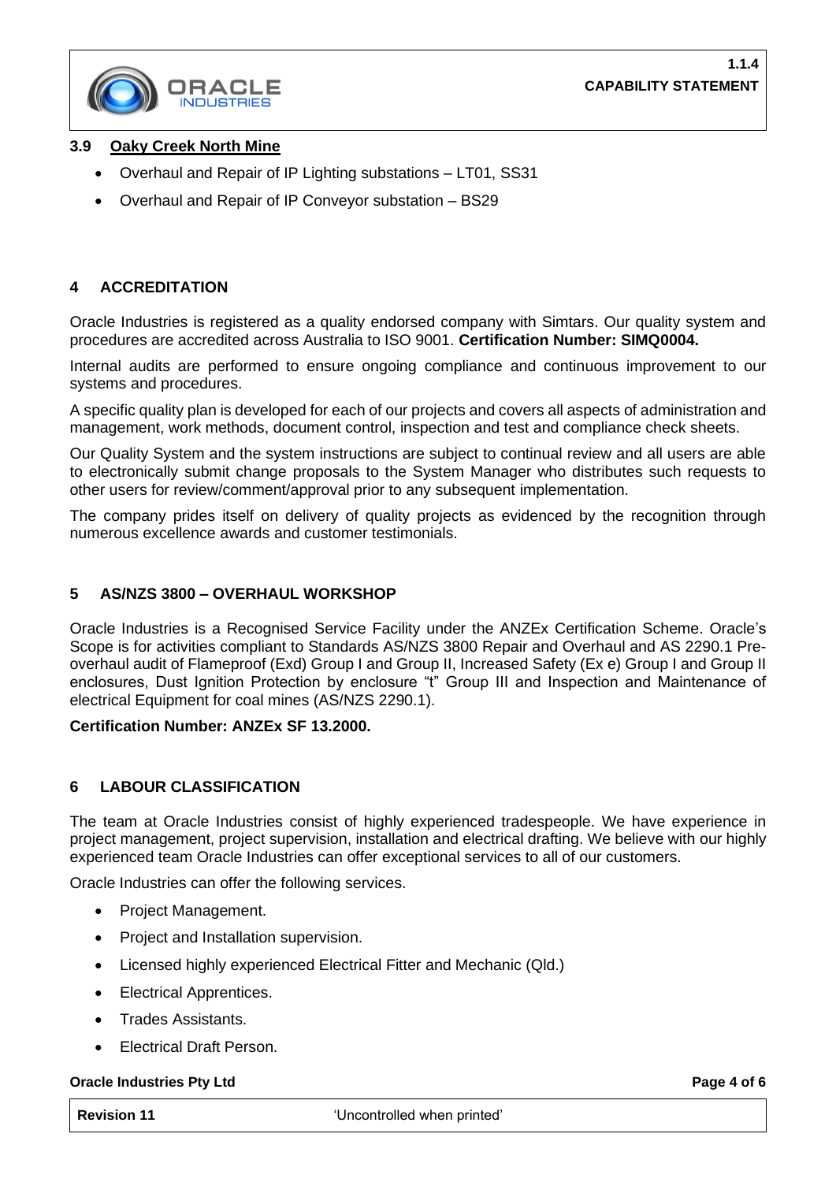### 3.9 Oaky Creek North Mine

- Overhaul and Repair of IP Lighting substations – LT01, SS31
- Overhaul and Repair of IP Conveyor substation – BS29

## 4 ACCREDITATION

Oracle Industries is registered as a quality endorsed company with Simtars. Our quality system and procedures are accredited across Australia to ISO 9001. **Certification Number: SIMQ0004.**

Internal audits are performed to ensure ongoing compliance and continuous improvement to our systems and procedures.

A specific quality plan is developed for each of our projects and covers all aspects of administration and management, work methods, document control, inspection and test and compliance check sheets.

Our Quality System and the system instructions are subject to continual review and all users are able to electronically submit change proposals to the System Manager who distributes such requests to other users for review/comment/approval prior to any subsequent implementation.

The company prides itself on delivery of quality projects as evidenced by the recognition through numerous excellence awards and customer testimonials.

## 5 AS/NZS 3800 – OVERHAUL WORKSHOP

Oracle Industries is a Recognised Service Facility under the ANZEx Certification Scheme. Oracle's Scope is for activities compliant to Standards AS/NZS 3800 Repair and Overhaul and AS 2290.1 Pre-overhaul audit of Flameproof (Exd) Group I and Group II, Increased Safety (Ex e) Group I and Group II enclosures, Dust Ignition Protection by enclosure "t" Group III and Inspection and Maintenance of electrical Equipment for coal mines (AS/NZS 2290.1).

**Certification Number: ANZEx SF 13.2000.**

## 6 LABOUR CLASSIFICATION

The team at Oracle Industries consist of highly experienced tradespeople. We have experience in project management, project supervision, installation and electrical drafting. We believe with our highly experienced team Oracle Industries can offer exceptional services to all of our customers.

Oracle Industries can offer the following services.

- Project Management.
- Project and Installation supervision.
- Licensed highly experienced Electrical Fitter and Mechanic (Qld.)
- Electrical Apprentices.
- Trades Assistants.
- Electrical Draft Person.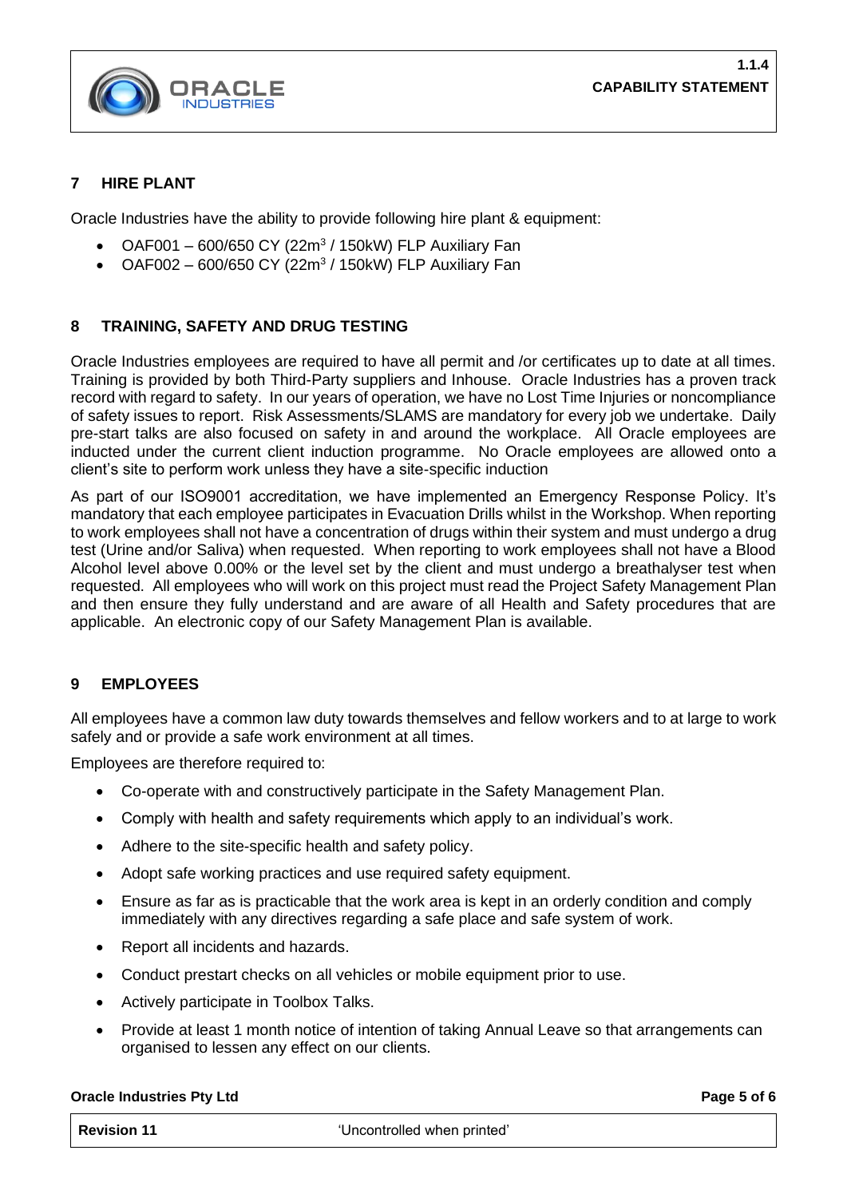## 7 HIRE PLANT

Oracle Industries have the ability to provide following hire plant & equipment:

- OAF001 – 600/650 CY ($22m^3$ / 150kW) FLP Auxiliary Fan
- OAF002 – 600/650 CY ($22m^3$ / 150kW) FLP Auxiliary Fan

## 8 TRAINING, SAFETY AND DRUG TESTING

Oracle Industries employees are required to have all permit and /or certificates up to date at all times. Training is provided by both Third-Party suppliers and Inhouse. Oracle Industries has a proven track record with regard to safety. In our years of operation, we have no Lost Time Injuries or noncompliance of safety issues to report. Risk Assessments/SLAMS are mandatory for every job we undertake. Daily pre-start talks are also focused on safety in and around the workplace. All Oracle employees are inducted under the current client induction programme. No Oracle employees are allowed onto a client's site to perform work unless they have a site-specific induction

As part of our ISO9001 accreditation, we have implemented an Emergency Response Policy. It's mandatory that each employee participates in Evacuation Drills whilst in the Workshop. When reporting to work employees shall not have a concentration of drugs within their system and must undergo a drug test (Urine and/or Saliva) when requested. When reporting to work employees shall not have a Blood Alcohol level above 0.00% or the level set by the client and must undergo a breathalyser test when requested. All employees who will work on this project must read the Project Safety Management Plan and then ensure they fully understand and are aware of all Health and Safety procedures that are applicable. An electronic copy of our Safety Management Plan is available.

## 9 EMPLOYEES

All employees have a common law duty towards themselves and fellow workers and to at large to work safely and or provide a safe work environment at all times.

Employees are therefore required to:

- Co-operate with and constructively participate in the Safety Management Plan.
- Comply with health and safety requirements which apply to an individual's work.
- Adhere to the site-specific health and safety policy.
- Adopt safe working practices and use required safety equipment.
- Ensure as far as is practicable that the work area is kept in an orderly condition and comply immediately with any directives regarding a safe place and safe system of work.
- Report all incidents and hazards.
- Conduct prestart checks on all vehicles or mobile equipment prior to use.
- Actively participate in Toolbox Talks.
- Provide at least 1 month notice of intention of taking Annual Leave so that arrangements can organised to lessen any effect on our clients.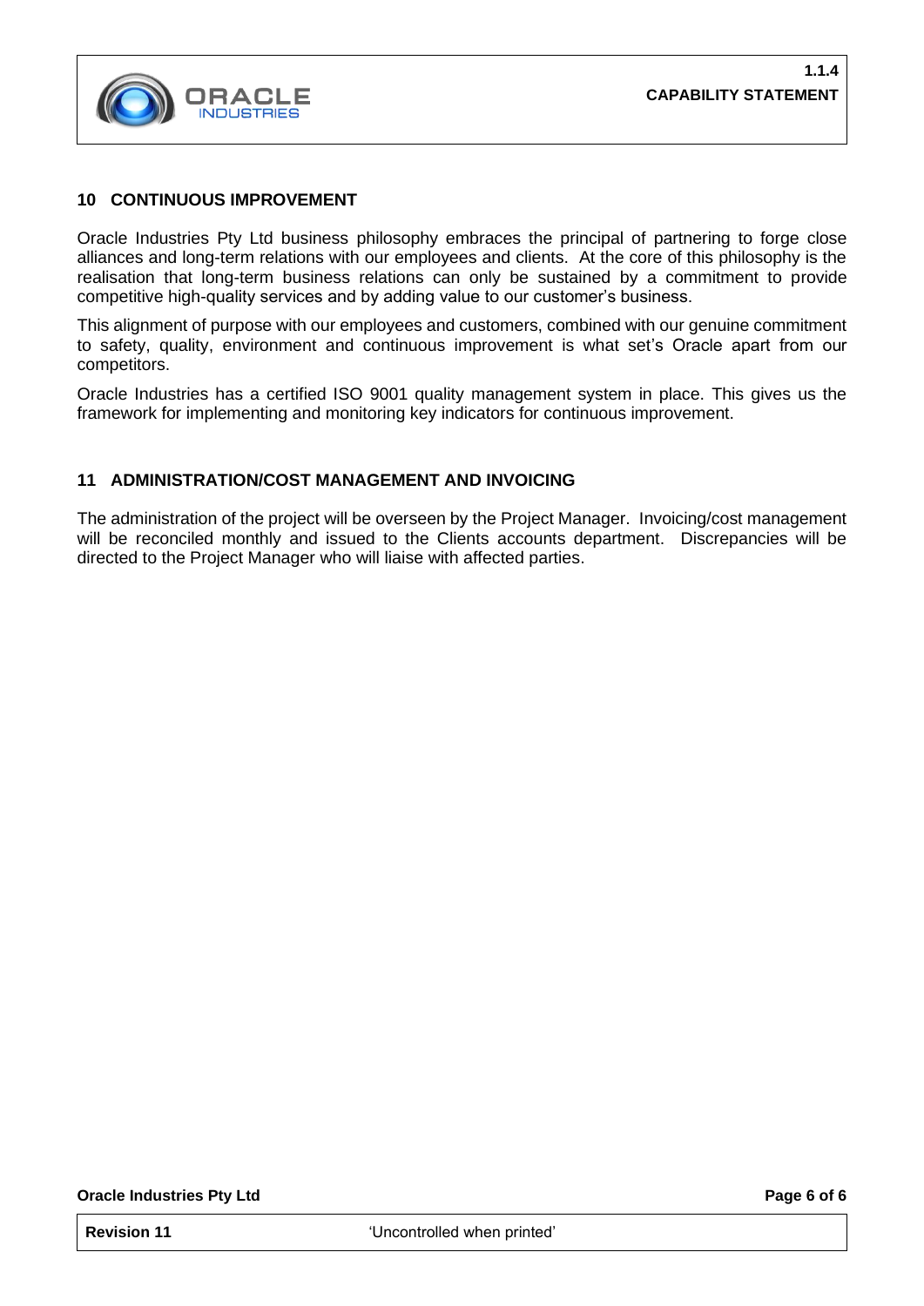## 10 CONTINUOUS IMPROVEMENT

Oracle Industries Pty Ltd business philosophy embraces the principal of partnering to forge close alliances and long-term relations with our employees and clients. At the core of this philosophy is the realisation that long-term business relations can only be sustained by a commitment to provide competitive high-quality services and by adding value to our customer's business.

This alignment of purpose with our employees and customers, combined with our genuine commitment to safety, quality, environment and continuous improvement is what set's Oracle apart from our competitors.

Oracle Industries has a certified ISO 9001 quality management system in place. This gives us the framework for implementing and monitoring key indicators for continuous improvement.

## 11 ADMINISTRATION/COST MANAGEMENT AND INVOICING

The administration of the project will be overseen by the Project Manager. Invoicing/cost management will be reconciled monthly and issued to the Clients accounts department. Discrepancies will be directed to the Project Manager who will liaise with affected parties.